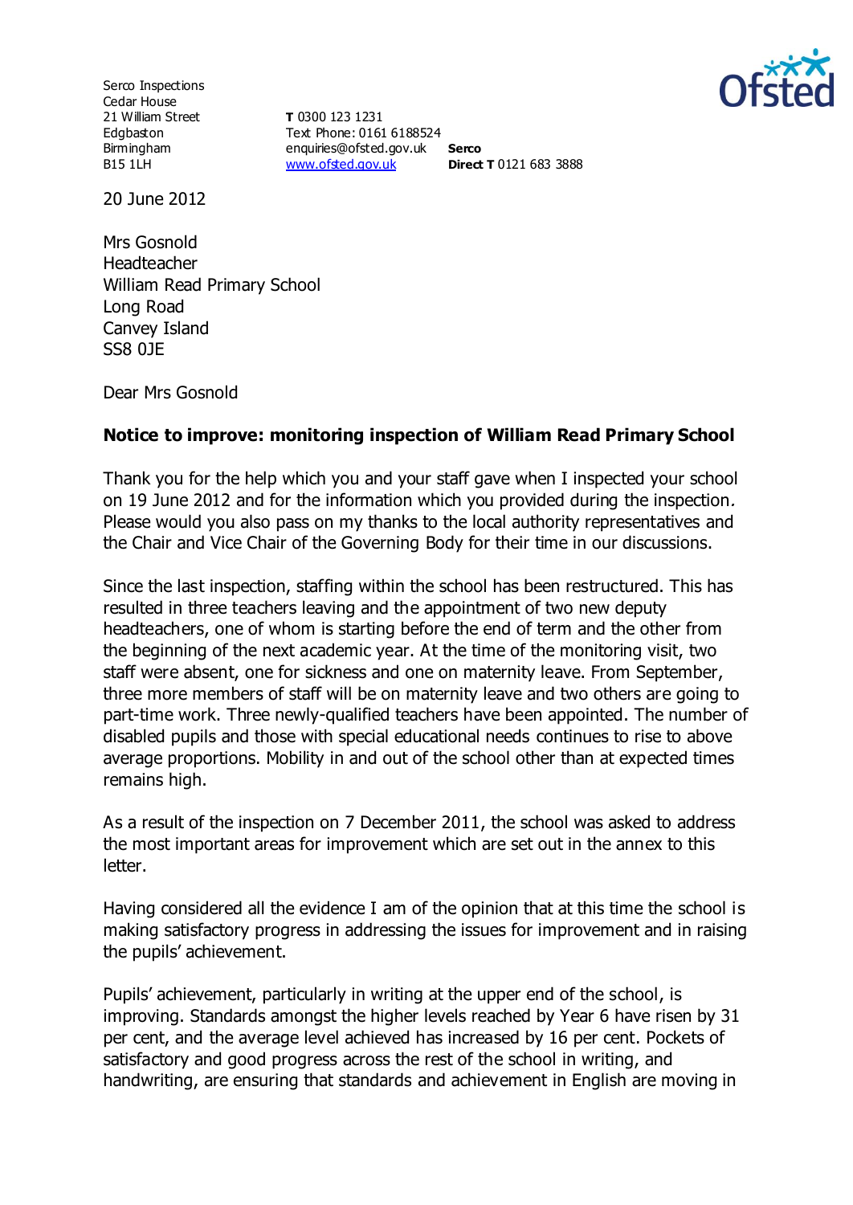Serco Inspections
Cedar House
21 William Street
Edgbaston
Birmingham
B15 1LH

**T** 0300 123 1231
Text Phone: 0161 6188524
enquiries@ofsted.gov.uk
www.ofsted.gov.uk

**Serco**
**Direct T** 0121 683 3888

20 June 2012

Mrs Gosnold
Headteacher
William Read Primary School
Long Road
Canvey Island
SS8 0JE

Dear Mrs Gosnold

**Notice to improve: monitoring inspection of William Read Primary School**

Thank you for the help which you and your staff gave when I inspected your school on 19 June 2012 and for the information which you provided during the inspection. Please would you also pass on my thanks to the local authority representatives and the Chair and Vice Chair of the Governing Body for their time in our discussions.

Since the last inspection, staffing within the school has been restructured. This has resulted in three teachers leaving and the appointment of two new deputy headteachers, one of whom is starting before the end of term and the other from the beginning of the next academic year. At the time of the monitoring visit, two staff were absent, one for sickness and one on maternity leave. From September, three more members of staff will be on maternity leave and two others are going to part-time work. Three newly-qualified teachers have been appointed. The number of disabled pupils and those with special educational needs continues to rise to above average proportions. Mobility in and out of the school other than at expected times remains high.

As a result of the inspection on 7 December 2011, the school was asked to address the most important areas for improvement which are set out in the annex to this letter.

Having considered all the evidence I am of the opinion that at this time the school is making satisfactory progress in addressing the issues for improvement and in raising the pupils' achievement.

Pupils' achievement, particularly in writing at the upper end of the school, is improving. Standards amongst the higher levels reached by Year 6 have risen by 31 per cent, and the average level achieved has increased by 16 per cent. Pockets of satisfactory and good progress across the rest of the school in writing, and handwriting, are ensuring that standards and achievement in English are moving in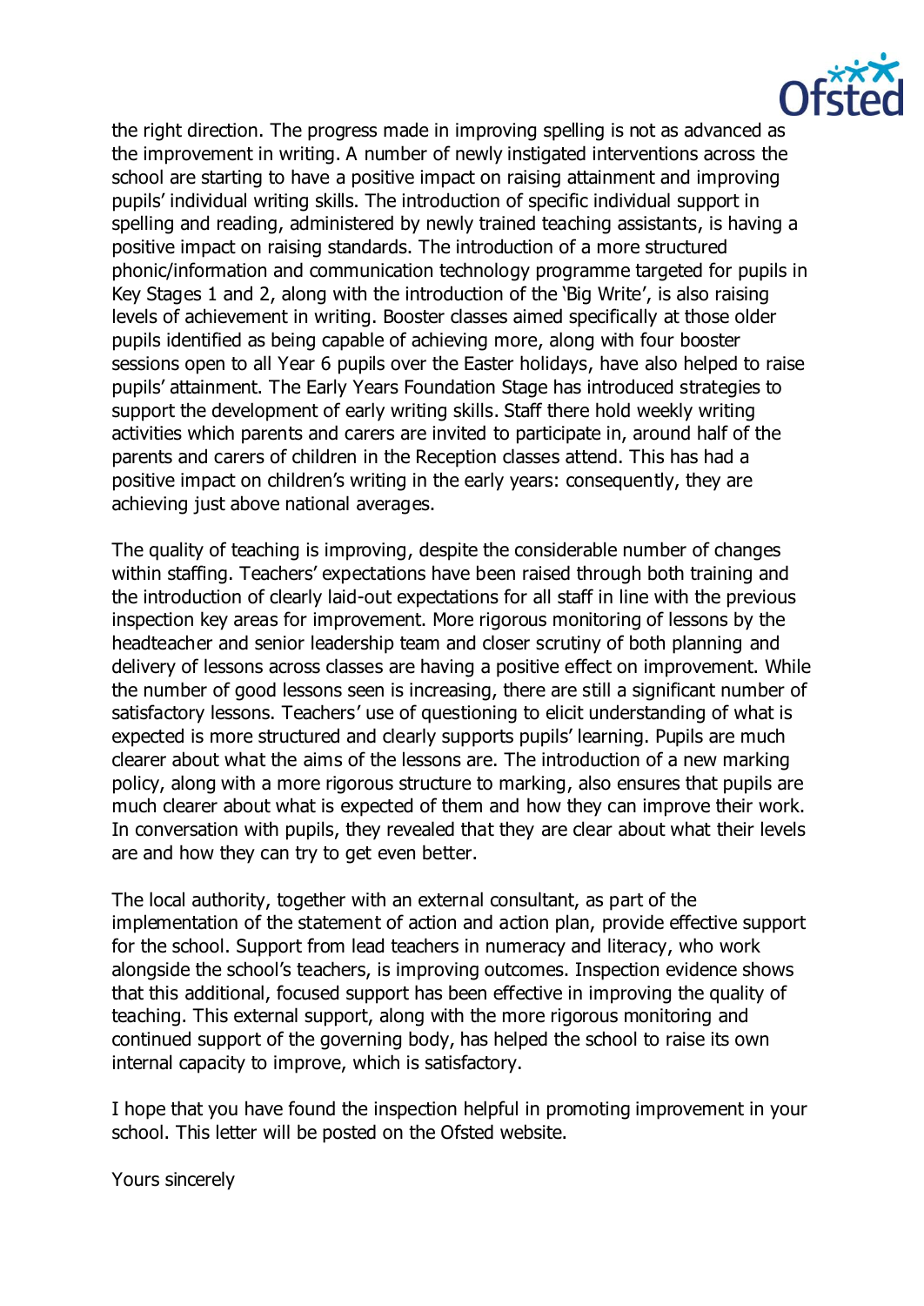the right direction. The progress made in improving spelling is not as advanced as the improvement in writing. A number of newly instigated interventions across the school are starting to have a positive impact on raising attainment and improving pupils' individual writing skills. The introduction of specific individual support in spelling and reading, administered by newly trained teaching assistants, is having a positive impact on raising standards. The introduction of a more structured phonic/information and communication technology programme targeted for pupils in Key Stages 1 and 2, along with the introduction of the 'Big Write', is also raising levels of achievement in writing. Booster classes aimed specifically at those older pupils identified as being capable of achieving more, along with four booster sessions open to all Year 6 pupils over the Easter holidays, have also helped to raise pupils' attainment. The Early Years Foundation Stage has introduced strategies to support the development of early writing skills. Staff there hold weekly writing activities which parents and carers are invited to participate in, around half of the parents and carers of children in the Reception classes attend. This has had a positive impact on children's writing in the early years: consequently, they are achieving just above national averages.

The quality of teaching is improving, despite the considerable number of changes within staffing. Teachers' expectations have been raised through both training and the introduction of clearly laid-out expectations for all staff in line with the previous inspection key areas for improvement. More rigorous monitoring of lessons by the headteacher and senior leadership team and closer scrutiny of both planning and delivery of lessons across classes are having a positive effect on improvement. While the number of good lessons seen is increasing, there are still a significant number of satisfactory lessons. Teachers' use of questioning to elicit understanding of what is expected is more structured and clearly supports pupils' learning. Pupils are much clearer about what the aims of the lessons are. The introduction of a new marking policy, along with a more rigorous structure to marking, also ensures that pupils are much clearer about what is expected of them and how they can improve their work. In conversation with pupils, they revealed that they are clear about what their levels are and how they can try to get even better.

The local authority, together with an external consultant, as part of the implementation of the statement of action and action plan, provide effective support for the school. Support from lead teachers in numeracy and literacy, who work alongside the school's teachers, is improving outcomes. Inspection evidence shows that this additional, focused support has been effective in improving the quality of teaching. This external support, along with the more rigorous monitoring and continued support of the governing body, has helped the school to raise its own internal capacity to improve, which is satisfactory.

I hope that you have found the inspection helpful in promoting improvement in your school. This letter will be posted on the Ofsted website.

Yours sincerely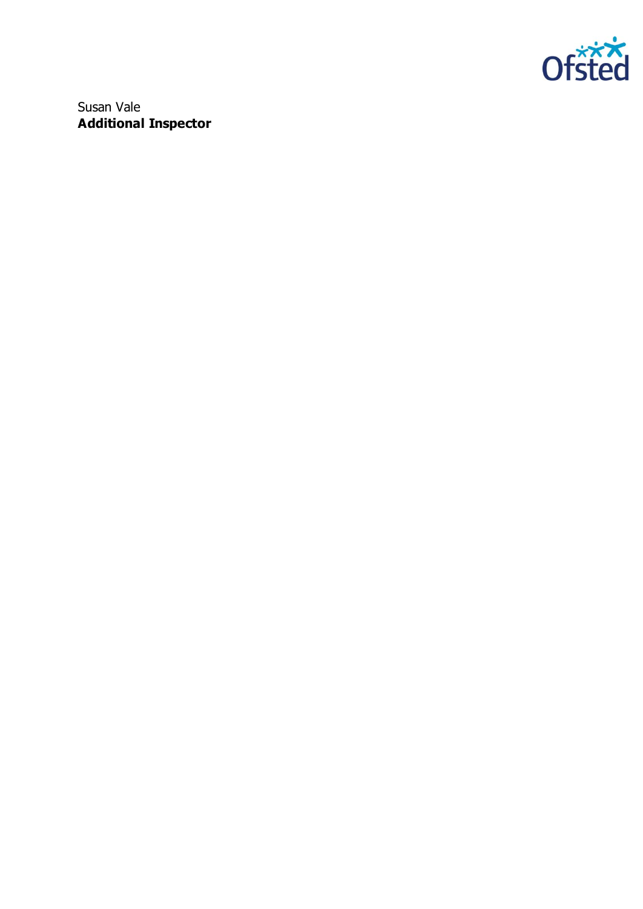Susan Vale
**Additional Inspector**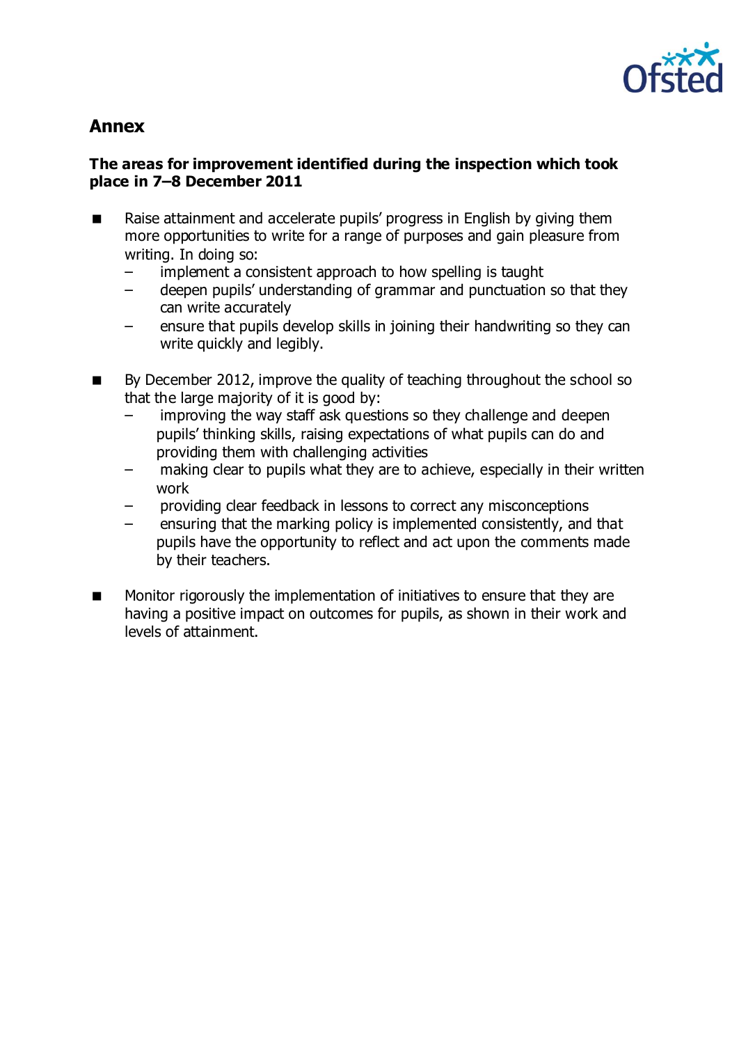## Annex

**The areas for improvement identified during the inspection which took place in 7–8 December 2011**

- Raise attainment and accelerate pupils' progress in English by giving them more opportunities to write for a range of purposes and gain pleasure from writing. In doing so:
  - implement a consistent approach to how spelling is taught
  - deepen pupils' understanding of grammar and punctuation so that they can write accurately
  - ensure that pupils develop skills in joining their handwriting so they can write quickly and legibly.
- By December 2012, improve the quality of teaching throughout the school so that the large majority of it is good by:
  - improving the way staff ask questions so they challenge and deepen pupils' thinking skills, raising expectations of what pupils can do and providing them with challenging activities
  - making clear to pupils what they are to achieve, especially in their written work
  - providing clear feedback in lessons to correct any misconceptions
  - ensuring that the marking policy is implemented consistently, and that pupils have the opportunity to reflect and act upon the comments made by their teachers.
- Monitor rigorously the implementation of initiatives to ensure that they are having a positive impact on outcomes for pupils, as shown in their work and levels of attainment.